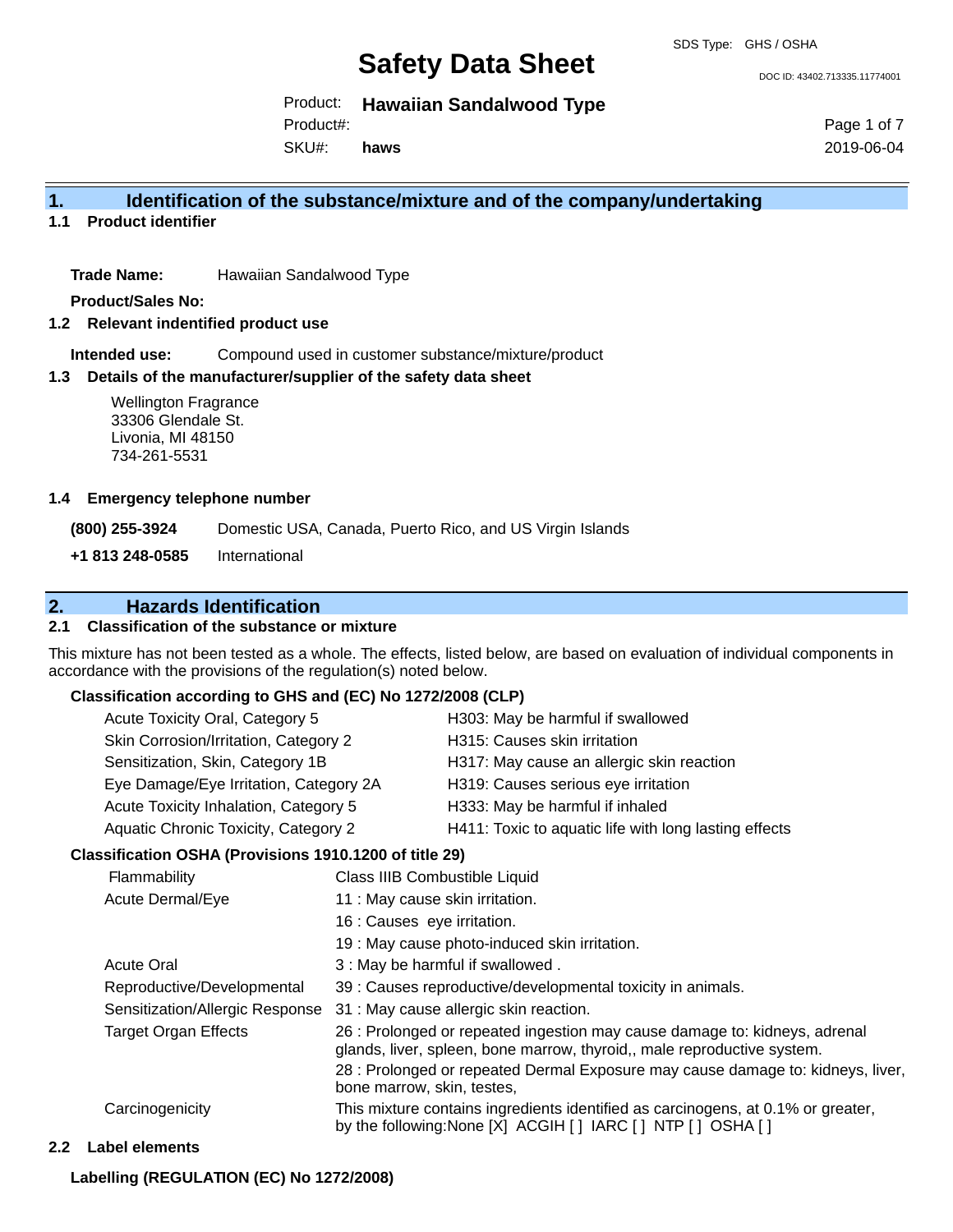# Safety Data Sheet

SDS Type: GHS / OSHA

DOC ID: 43402.713335.11774001

Product: **Hawaiian Sandalwood Type**

Product#:

SKU#: **haws**

2019-06-04

## 1. Identification of the substance/mixture and of the company/undertaking

### 1.1 Product identifier

**Trade Name:** Hawaiian Sandalwood Type

**Product/Sales No:**

### 1.2 Relevant indentified product use

**Intended use:** Compound used in customer substance/mixture/product

### 1.3 Details of the manufacturer/supplier of the safety data sheet

Wellington Fragrance
33306 Glendale St.
Livonia, MI 48150
734-261-5531

### 1.4 Emergency telephone number

**(800) 255-3924** Domestic USA, Canada, Puerto Rico, and US Virgin Islands

**+1 813 248-0585** International

## 2. Hazards Identification

### 2.1 Classification of the substance or mixture

This mixture has not been tested as a whole. The effects, listed below, are based on evaluation of individual components in accordance with the provisions of the regulation(s) noted below.

**Classification according to GHS and (EC) No 1272/2008 (CLP)**

| | |
|---|---|
| Acute Toxicity Oral, Category 5 | H303: May be harmful if swallowed |
| Skin Corrosion/Irritation, Category 2 | H315: Causes skin irritation |
| Sensitization, Skin, Category 1B | H317: May cause an allergic skin reaction |
| Eye Damage/Eye Irritation, Category 2A | H319: Causes serious eye irritation |
| Acute Toxicity Inhalation, Category 5 | H333: May be harmful if inhaled |
| Aquatic Chronic Toxicity, Category 2 | H411: Toxic to aquatic life with long lasting effects |

**Classification OSHA (Provisions 1910.1200 of title 29)**

| | |
|---|---|
| Flammability | Class IIIB Combustible Liquid |
| Acute Dermal/Eye | 11 : May cause skin irritation. |
| | 16 : Causes eye irritation. |
| | 19 : May cause photo-induced skin irritation. |
| Acute Oral | 3 : May be harmful if swallowed . |
| Reproductive/Developmental | 39 : Causes reproductive/developmental toxicity in animals. |
| Sensitization/Allergic Response | 31 : May cause allergic skin reaction. |
| Target Organ Effects | 26 : Prolonged or repeated ingestion may cause damage to: kidneys, adrenal glands, liver, spleen, bone marrow, thyroid,, male reproductive system. |
| | 28 : Prolonged or repeated Dermal Exposure may cause damage to: kidneys, liver, bone marrow, skin, testes, |
| Carcinogenicity | This mixture contains ingredients identified as carcinogens, at 0.1% or greater, by the following:None [X] ACGIH [ ] IARC [ ] NTP [ ] OSHA [ ] |

### 2.2 Label elements

**Labelling (REGULATION (EC) No 1272/2008)**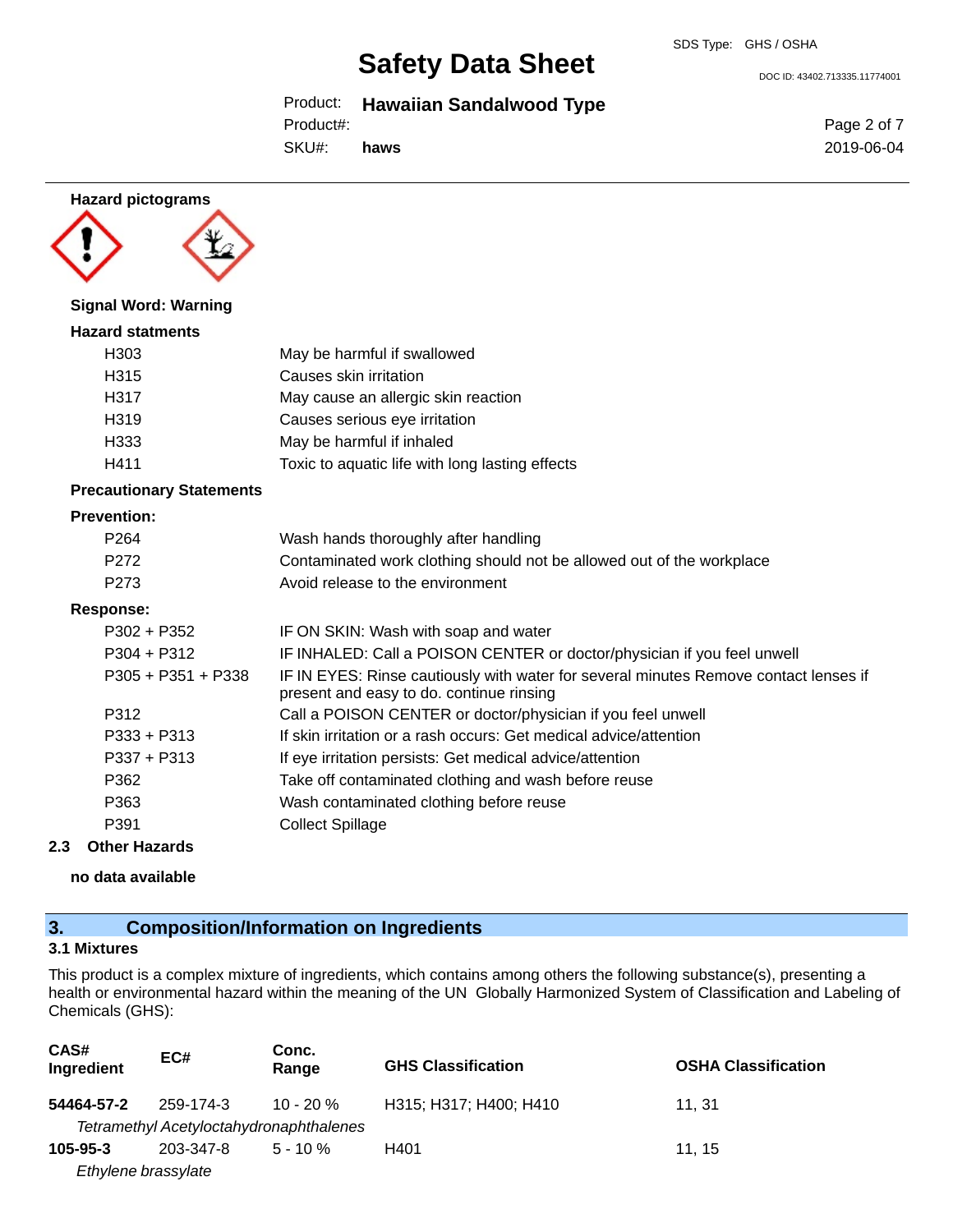**Hazard pictograms**

**Signal Word: Warning**

**Hazard statments**

| | |
|---|---|
| H303 | May be harmful if swallowed |
| H315 | Causes skin irritation |
| H317 | May cause an allergic skin reaction |
| H319 | Causes serious eye irritation |
| H333 | May be harmful if inhaled |
| H411 | Toxic to aquatic life with long lasting effects |

**Precautionary Statements**

**Prevention:**

| | |
|---|---|
| P264 | Wash hands thoroughly after handling |
| P272 | Contaminated work clothing should not be allowed out of the workplace |
| P273 | Avoid release to the environment |

**Response:**

| | |
|---|---|
| P302 + P352 | IF ON SKIN: Wash with soap and water |
| P304 + P312 | IF INHALED: Call a POISON CENTER or doctor/physician if you feel unwell |
| P305 + P351 + P338 | IF IN EYES: Rinse cautiously with water for several minutes Remove contact lenses if present and easy to do. continue rinsing |
| P312 | Call a POISON CENTER or doctor/physician if you feel unwell |
| P333 + P313 | If skin irritation or a rash occurs: Get medical advice/attention |
| P337 + P313 | If eye irritation persists: Get medical advice/attention |
| P362 | Take off contaminated clothing and wash before reuse |
| P363 | Wash contaminated clothing before reuse |
| P391 | Collect Spillage |

### 2.3 Other Hazards

**no data available**

## 3. Composition/Information on Ingredients

### 3.1 Mixtures

This product is a complex mixture of ingredients, which contains among others the following substance(s), presenting a health or environmental hazard within the meaning of the UN Globally Harmonized System of Classification and Labeling of Chemicals (GHS):

| CAS# Ingredient | EC# | Conc. Range | GHS Classification | OSHA Classification |
|---|---|---|---|---|
| **54464-57-2** | 259-174-3 | 10 - 20 % | H315; H317; H400; H410 | 11, 31 |
| *Tetramethyl Acetyloctahydronaphthalenes* | | | | |
| **105-95-3** | 203-347-8 | 5 - 10 % | H401 | 11, 15 |
| *Ethylene brassylate* | | | | |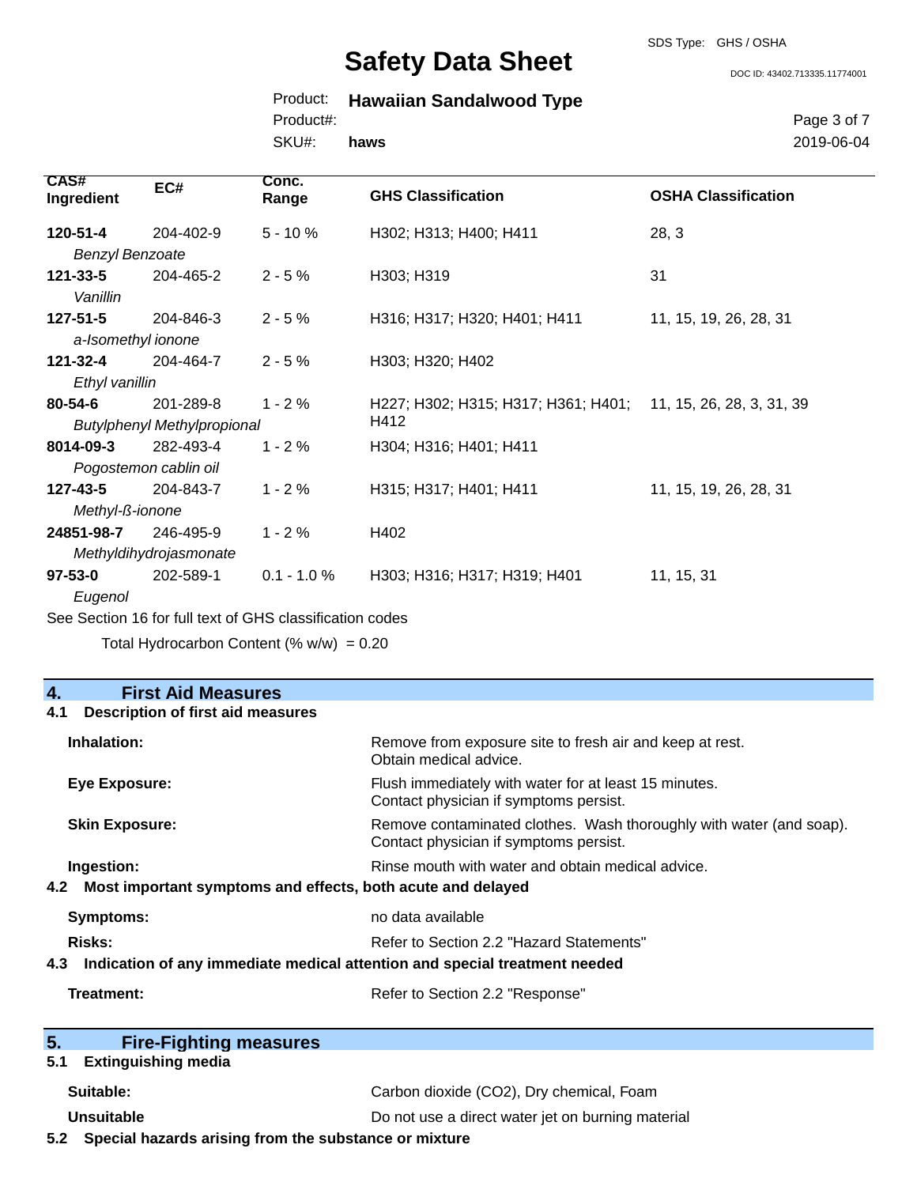| CAS# Ingredient | EC# | Conc. Range | GHS Classification | OSHA Classification |
|---|---|---|---|---|
| **120-51-4** *Benzyl Benzoate* | 204-402-9 | 5 - 10 % | H302; H313; H400; H411 | 28, 3 |
| **121-33-5** *Vanillin* | 204-465-2 | 2 - 5 % | H303; H319 | 31 |
| **127-51-5** *a-Isomethyl ionone* | 204-846-3 | 2 - 5 % | H316; H317; H320; H401; H411 | 11, 15, 19, 26, 28, 31 |
| **121-32-4** *Ethyl vanillin* | 204-464-7 | 2 - 5 % | H303; H320; H402 | |
| **80-54-6** *Butylphenyl Methylpropional* | 201-289-8 | 1 - 2 % | H227; H302; H315; H317; H361; H401; H412 | 11, 15, 26, 28, 3, 31, 39 |
| **8014-09-3** *Pogostemon cablin oil* | 282-493-4 | 1 - 2 % | H304; H316; H401; H411 | |
| **127-43-5** *Methyl-ß-ionone* | 204-843-7 | 1 - 2 % | H315; H317; H401; H411 | 11, 15, 19, 26, 28, 31 |
| **24851-98-7** *Methyldihydrojasmonate* | 246-495-9 | 1 - 2 % | H402 | |
| **97-53-0** *Eugenol* | 202-589-1 | 0.1 - 1.0 % | H303; H316; H317; H319; H401 | 11, 15, 31 |

See Section 16 for full text of GHS classification codes

Total Hydrocarbon Content (% w/w) = 0.20

## 4. First Aid Measures

### 4.1 Description of first aid measures

**Inhalation:** Remove from exposure site to fresh air and keep at rest. Obtain medical advice.

**Eye Exposure:** Flush immediately with water for at least 15 minutes. Contact physician if symptoms persist.

**Skin Exposure:** Remove contaminated clothes. Wash thoroughly with water (and soap). Contact physician if symptoms persist.

**Ingestion:** Rinse mouth with water and obtain medical advice.

### 4.2 Most important symptoms and effects, both acute and delayed

**Symptoms:** no data available

**Risks:** Refer to Section 2.2 "Hazard Statements"

### 4.3 Indication of any immediate medical attention and special treatment needed

**Treatment:** Refer to Section 2.2 "Response"

## 5. Fire-Fighting measures

### 5.1 Extinguishing media

**Suitable:** Carbon dioxide (CO2), Dry chemical, Foam

**Unsuitable** Do not use a direct water jet on burning material

### 5.2 Special hazards arising from the substance or mixture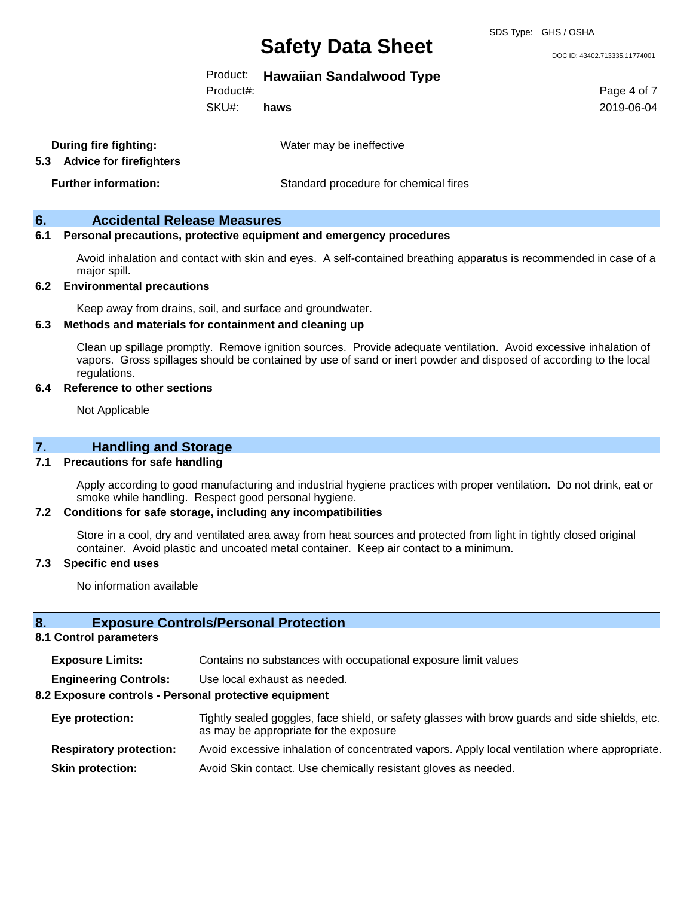**During fire fighting:** Water may be ineffective

**5.3 Advice for firefighters**

**Further information:** Standard procedure for chemical fires

## 6. Accidental Release Measures

### 6.1 Personal precautions, protective equipment and emergency procedures

Avoid inhalation and contact with skin and eyes. A self-contained breathing apparatus is recommended in case of a major spill.

### 6.2 Environmental precautions

Keep away from drains, soil, and surface and groundwater.

### 6.3 Methods and materials for containment and cleaning up

Clean up spillage promptly. Remove ignition sources. Provide adequate ventilation. Avoid excessive inhalation of vapors. Gross spillages should be contained by use of sand or inert powder and disposed of according to the local regulations.

### 6.4 Reference to other sections

Not Applicable

## 7. Handling and Storage

### 7.1 Precautions for safe handling

Apply according to good manufacturing and industrial hygiene practices with proper ventilation. Do not drink, eat or smoke while handling. Respect good personal hygiene.

### 7.2 Conditions for safe storage, including any incompatibilities

Store in a cool, dry and ventilated area away from heat sources and protected from light in tightly closed original container. Avoid plastic and uncoated metal container. Keep air contact to a minimum.

### 7.3 Specific end uses

No information available

## 8. Exposure Controls/Personal Protection

### 8.1 Control parameters

**Exposure Limits:** Contains no substances with occupational exposure limit values

**Engineering Controls:** Use local exhaust as needed.

### 8.2 Exposure controls - Personal protective equipment

**Eye protection:** Tightly sealed goggles, face shield, or safety glasses with brow guards and side shields, etc. as may be appropriate for the exposure

**Respiratory protection:** Avoid excessive inhalation of concentrated vapors. Apply local ventilation where appropriate.

**Skin protection:** Avoid Skin contact. Use chemically resistant gloves as needed.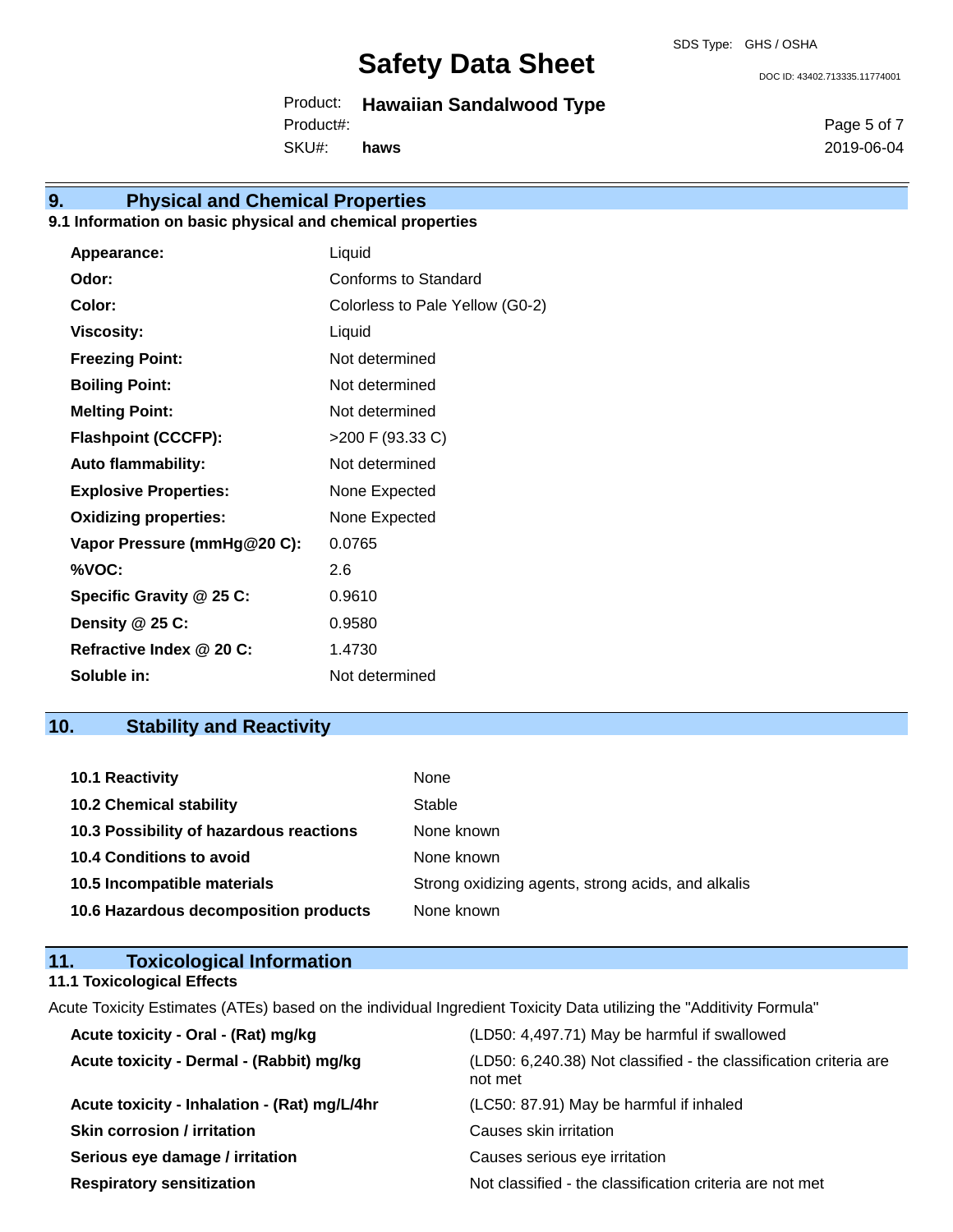## 9. Physical and Chemical Properties

### 9.1 Information on basic physical and chemical properties

| | |
|---|---|
| **Appearance:** | Liquid |
| **Odor:** | Conforms to Standard |
| **Color:** | Colorless to Pale Yellow (G0-2) |
| **Viscosity:** | Liquid |
| **Freezing Point:** | Not determined |
| **Boiling Point:** | Not determined |
| **Melting Point:** | Not determined |
| **Flashpoint (CCCFP):** | >200 F (93.33 C) |
| **Auto flammability:** | Not determined |
| **Explosive Properties:** | None Expected |
| **Oxidizing properties:** | None Expected |
| **Vapor Pressure (mmHg@20 C):** | 0.0765 |
| **%VOC:** | 2.6 |
| **Specific Gravity @ 25 C:** | 0.9610 |
| **Density @ 25 C:** | 0.9580 |
| **Refractive Index @ 20 C:** | 1.4730 |
| **Soluble in:** | Not determined |

## 10. Stability and Reactivity

| | |
|---|---|
| **10.1 Reactivity** | None |
| **10.2 Chemical stability** | Stable |
| **10.3 Possibility of hazardous reactions** | None known |
| **10.4 Conditions to avoid** | None known |
| **10.5 Incompatible materials** | Strong oxidizing agents, strong acids, and alkalis |
| **10.6 Hazardous decomposition products** | None known |

## 11. Toxicological Information

### 11.1 Toxicological Effects

Acute Toxicity Estimates (ATEs) based on the individual Ingredient Toxicity Data utilizing the "Additivity Formula"

| | |
|---|---|
| **Acute toxicity - Oral - (Rat) mg/kg** | (LD50: 4,497.71) May be harmful if swallowed |
| **Acute toxicity - Dermal - (Rabbit) mg/kg** | (LD50: 6,240.38) Not classified - the classification criteria are not met |
| **Acute toxicity - Inhalation - (Rat) mg/L/4hr** | (LC50: 87.91) May be harmful if inhaled |
| **Skin corrosion / irritation** | Causes skin irritation |
| **Serious eye damage / irritation** | Causes serious eye irritation |
| **Respiratory sensitization** | Not classified - the classification criteria are not met |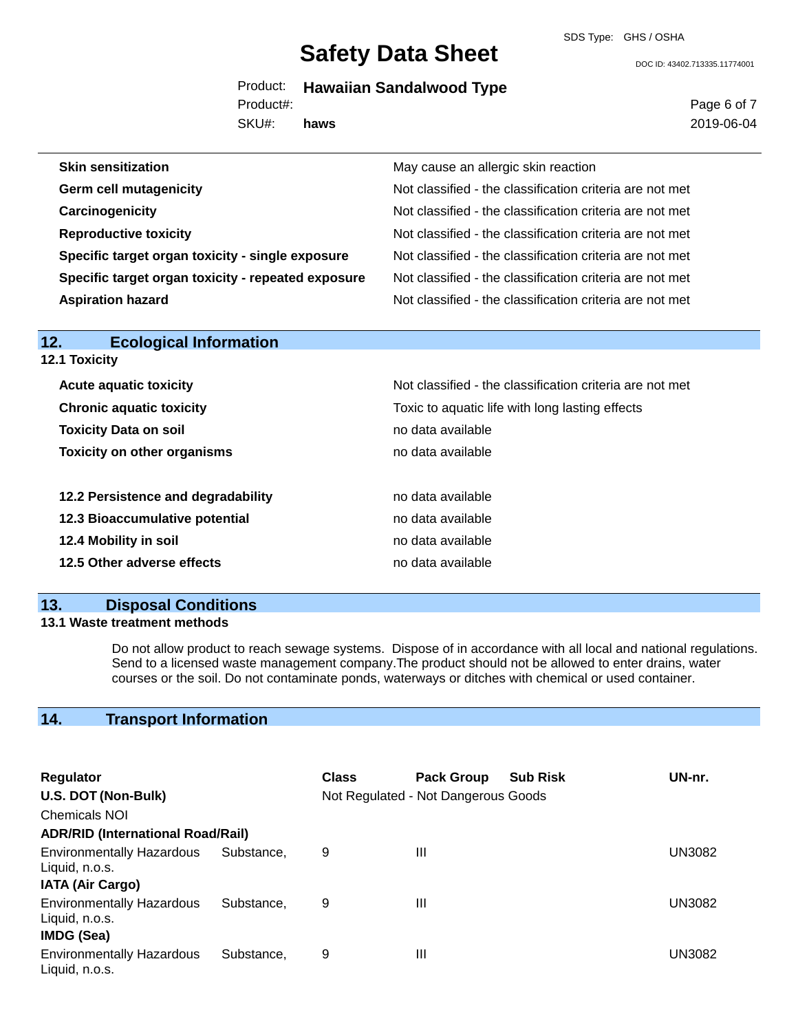| | |
|---|---|
| **Skin sensitization** | May cause an allergic skin reaction |
| **Germ cell mutagenicity** | Not classified - the classification criteria are not met |
| **Carcinogenicity** | Not classified - the classification criteria are not met |
| **Reproductive toxicity** | Not classified - the classification criteria are not met |
| **Specific target organ toxicity - single exposure** | Not classified - the classification criteria are not met |
| **Specific target organ toxicity - repeated exposure** | Not classified - the classification criteria are not met |
| **Aspiration hazard** | Not classified - the classification criteria are not met |

## 12. Ecological Information

**12.1 Toxicity**

| | |
|---|---|
| **Acute aquatic toxicity** | Not classified - the classification criteria are not met |
| **Chronic aquatic toxicity** | Toxic to aquatic life with long lasting effects |
| **Toxicity Data on soil** | no data available |
| **Toxicity on other organisms** | no data available |

| | |
|---|---|
| **12.2 Persistence and degradability** | no data available |
| **12.3 Bioaccumulative potential** | no data available |
| **12.4 Mobility in soil** | no data available |
| **12.5 Other adverse effects** | no data available |

## 13. Disposal Conditions

**13.1 Waste treatment methods**

Do not allow product to reach sewage systems. Dispose of in accordance with all local and national regulations. Send to a licensed waste management company.The product should not be allowed to enter drains, water courses or the soil. Do not contaminate ponds, waterways or ditches with chemical or used container.

## 14. Transport Information

| Regulator | Class | Pack Group | Sub Risk | UN-nr. |
|---|---|---|---|---|
| **U.S. DOT (Non-Bulk)** | Not Regulated - Not Dangerous Goods | | | |
| Chemicals NOI | | | | |
| **ADR/RID (International Road/Rail)** | | | | |
| Environmentally Hazardous Substance, Liquid, n.o.s. | 9 | III | | UN3082 |
| **IATA (Air Cargo)** | | | | |
| Environmentally Hazardous Substance, Liquid, n.o.s. | 9 | III | | UN3082 |
| **IMDG (Sea)** | | | | |
| Environmentally Hazardous Substance, Liquid, n.o.s. | 9 | III | | UN3082 |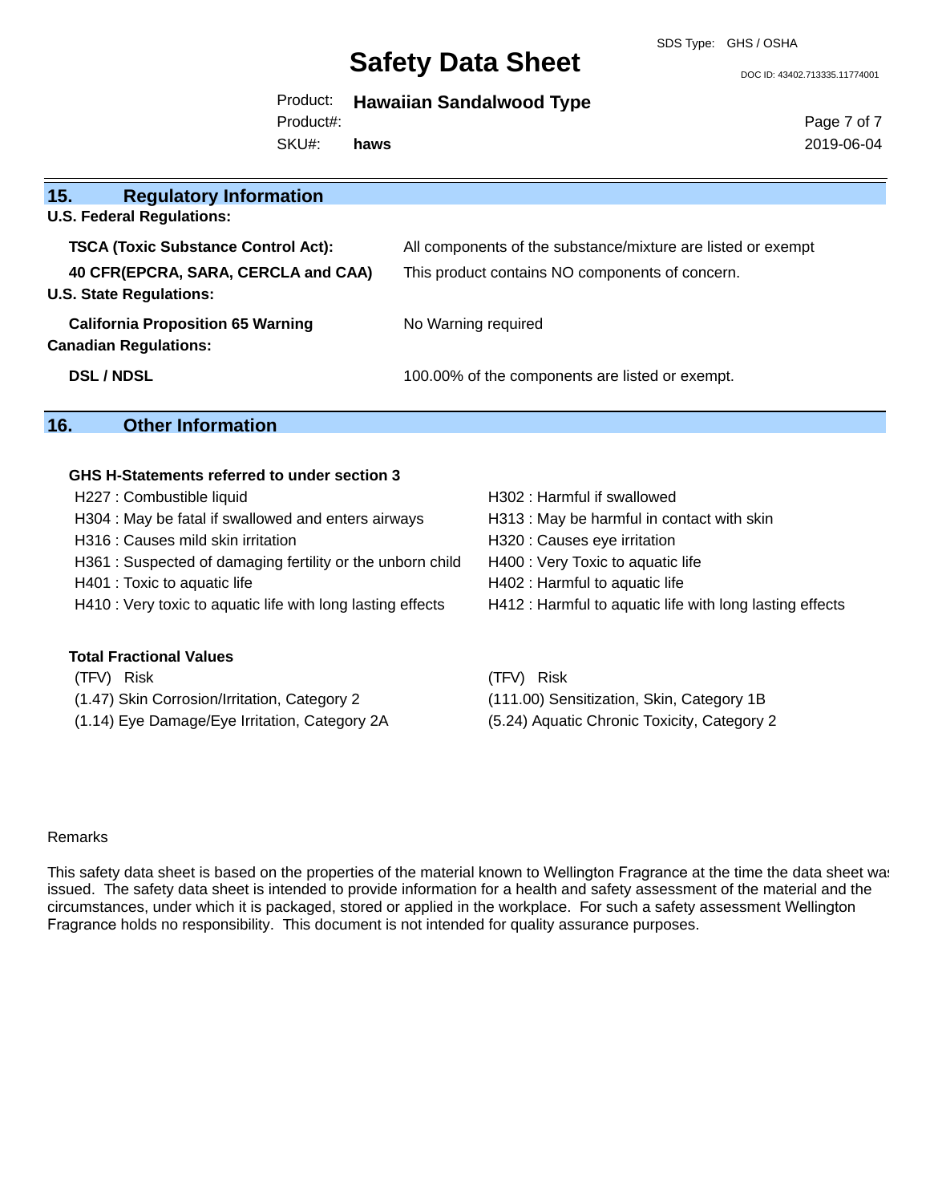## 15. Regulatory Information

**U.S. Federal Regulations:**

| | |
|---|---|
| **TSCA (Toxic Substance Control Act):** | All components of the substance/mixture are listed or exempt |
| **40 CFR(EPCRA, SARA, CERCLA and CAA)** | This product contains NO components of concern. |

**U.S. State Regulations:**

| | |
|---|---|
| **California Proposition 65 Warning** | No Warning required |

**Canadian Regulations:**

| | |
|---|---|
| **DSL / NDSL** | 100.00% of the components are listed or exempt. |

## 16. Other Information

**GHS H-Statements referred to under section 3**

H227 : Combustible liquid
H304 : May be fatal if swallowed and enters airways
H316 : Causes mild skin irritation
H361 : Suspected of damaging fertility or the unborn child
H401 : Toxic to aquatic life
H410 : Very toxic to aquatic life with long lasting effects
H302 : Harmful if swallowed
H313 : May be harmful in contact with skin
H320 : Causes eye irritation
H400 : Very Toxic to aquatic life
H402 : Harmful to aquatic life
H412 : Harmful to aquatic life with long lasting effects

**Total Fractional Values**

(TFV) Risk
(1.47) Skin Corrosion/Irritation, Category 2
(1.14) Eye Damage/Eye Irritation, Category 2A

(TFV) Risk
(111.00) Sensitization, Skin, Category 1B
(5.24) Aquatic Chronic Toxicity, Category 2

Remarks

This safety data sheet is based on the properties of the material known to Wellington Fragrance at the time the data sheet was issued. The safety data sheet is intended to provide information for a health and safety assessment of the material and the circumstances, under which it is packaged, stored or applied in the workplace. For such a safety assessment Wellington Fragrance holds no responsibility. This document is not intended for quality assurance purposes.